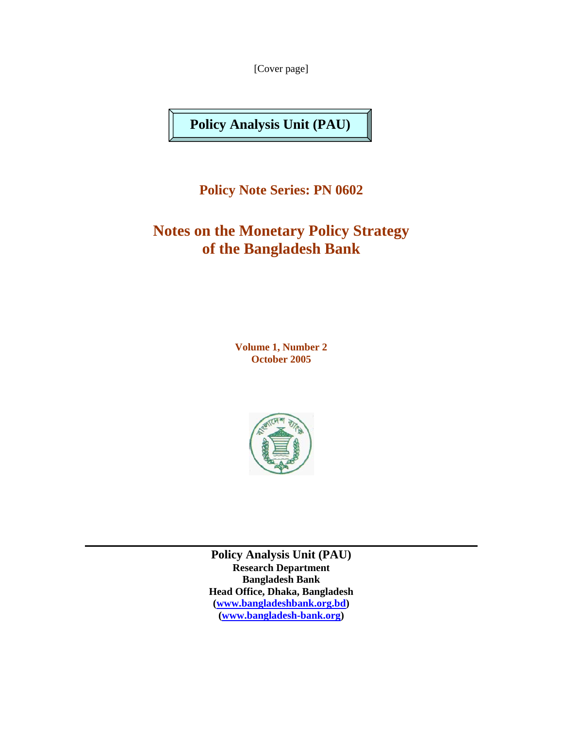[Cover page]

**Policy Analysis Unit (PAU)**

## Policy Note Series: PN 0602

# Notes on the Monetary Policy Strategy of the Bangladesh Bank

**Volume 1, Number 2**
**October 2005**

---

**Policy Analysis Unit (PAU)**
**Research Department**
**Bangladesh Bank**
**Head Office, Dhaka, Bangladesh**
**(www.bangladeshbank.org.bd)**
**(www.bangladesh-bank.org)**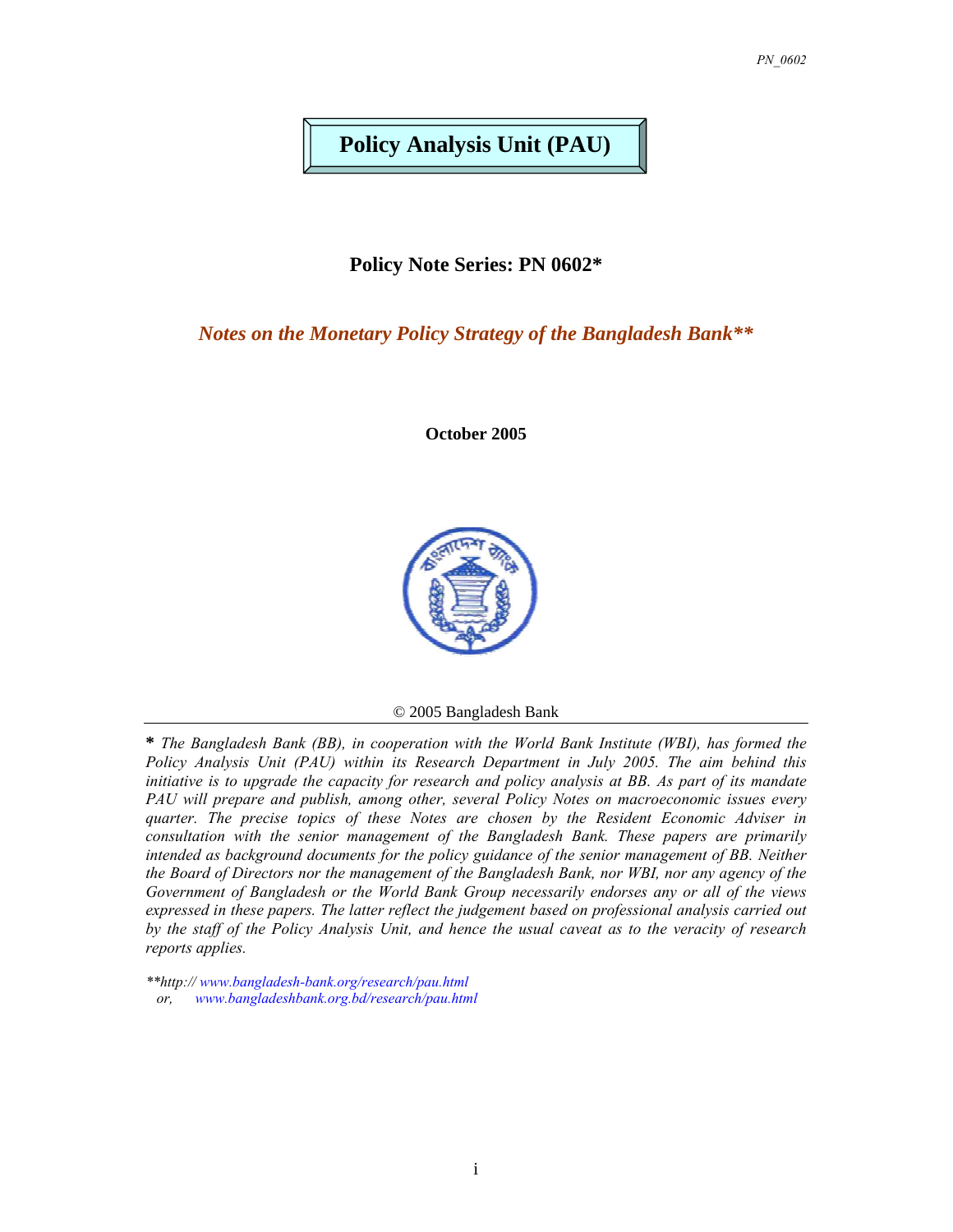# Policy Analysis Unit (PAU)

## Policy Note Series: PN 0602*

### *Notes on the Monetary Policy Strategy of the Bangladesh Bank***

**October 2005**

© 2005 Bangladesh Bank

---

**\*** *The Bangladesh Bank (BB), in cooperation with the World Bank Institute (WBI), has formed the Policy Analysis Unit (PAU) within its Research Department in July 2005. The aim behind this initiative is to upgrade the capacity for research and policy analysis at BB. As part of its mandate PAU will prepare and publish, among other, several Policy Notes on macroeconomic issues every quarter. The precise topics of these Notes are chosen by the Resident Economic Adviser in consultation with the senior management of the Bangladesh Bank. These papers are primarily intended as background documents for the policy guidance of the senior management of BB. Neither the Board of Directors nor the management of the Bangladesh Bank, nor WBI, nor any agency of the Government of Bangladesh or the World Bank Group necessarily endorses any or all of the views expressed in these papers. The latter reflect the judgement based on professional analysis carried out by the staff of the Policy Analysis Unit, and hence the usual caveat as to the veracity of research reports applies.*

*\*\*http:// www.bangladesh-bank.org/research/pau.html*
*or, www.bangladeshbank.org.bd/research/pau.html*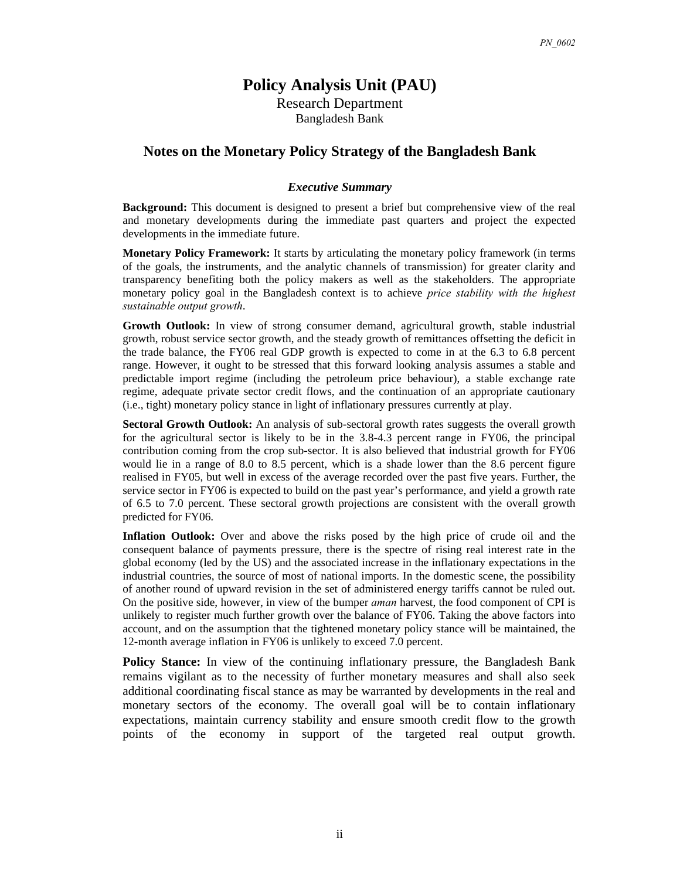# Policy Analysis Unit (PAU)

Research Department

Bangladesh Bank

## Notes on the Monetary Policy Strategy of the Bangladesh Bank

### *Executive Summary*

**Background:** This document is designed to present a brief but comprehensive view of the real and monetary developments during the immediate past quarters and project the expected developments in the immediate future.

**Monetary Policy Framework:** It starts by articulating the monetary policy framework (in terms of the goals, the instruments, and the analytic channels of transmission) for greater clarity and transparency benefiting both the policy makers as well as the stakeholders. The appropriate monetary policy goal in the Bangladesh context is to achieve *price stability with the highest sustainable output growth*.

**Growth Outlook:** In view of strong consumer demand, agricultural growth, stable industrial growth, robust service sector growth, and the steady growth of remittances offsetting the deficit in the trade balance, the FY06 real GDP growth is expected to come in at the 6.3 to 6.8 percent range. However, it ought to be stressed that this forward looking analysis assumes a stable and predictable import regime (including the petroleum price behaviour), a stable exchange rate regime, adequate private sector credit flows, and the continuation of an appropriate cautionary (i.e., tight) monetary policy stance in light of inflationary pressures currently at play.

**Sectoral Growth Outlook:** An analysis of sub-sectoral growth rates suggests the overall growth for the agricultural sector is likely to be in the 3.8-4.3 percent range in FY06, the principal contribution coming from the crop sub-sector. It is also believed that industrial growth for FY06 would lie in a range of 8.0 to 8.5 percent, which is a shade lower than the 8.6 percent figure realised in FY05, but well in excess of the average recorded over the past five years. Further, the service sector in FY06 is expected to build on the past year's performance, and yield a growth rate of 6.5 to 7.0 percent. These sectoral growth projections are consistent with the overall growth predicted for FY06.

**Inflation Outlook:** Over and above the risks posed by the high price of crude oil and the consequent balance of payments pressure, there is the spectre of rising real interest rate in the global economy (led by the US) and the associated increase in the inflationary expectations in the industrial countries, the source of most of national imports. In the domestic scene, the possibility of another round of upward revision in the set of administered energy tariffs cannot be ruled out. On the positive side, however, in view of the bumper *aman* harvest, the food component of CPI is unlikely to register much further growth over the balance of FY06. Taking the above factors into account, and on the assumption that the tightened monetary policy stance will be maintained, the 12-month average inflation in FY06 is unlikely to exceed 7.0 percent.

**Policy Stance:** In view of the continuing inflationary pressure, the Bangladesh Bank remains vigilant as to the necessity of further monetary measures and shall also seek additional coordinating fiscal stance as may be warranted by developments in the real and monetary sectors of the economy. The overall goal will be to contain inflationary expectations, maintain currency stability and ensure smooth credit flow to the growth points of the economy in support of the targeted real output growth.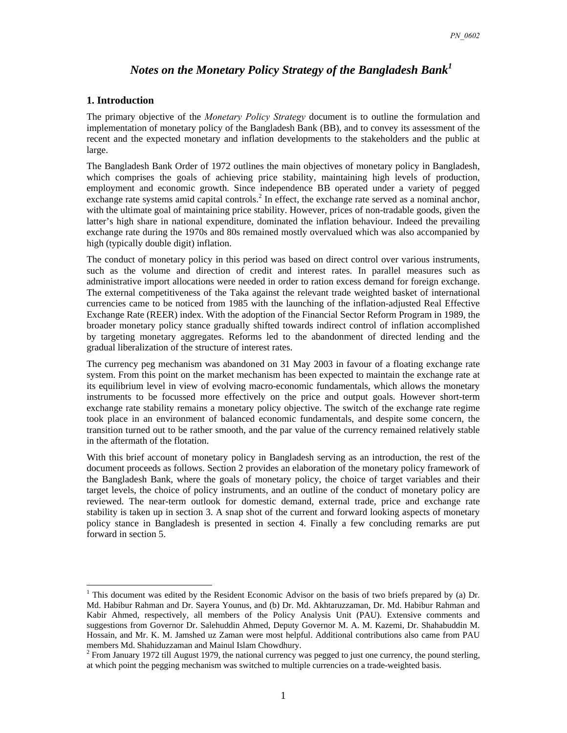# *Notes on the Monetary Policy Strategy of the Bangladesh Bank*[1]

## 1. Introduction

The primary objective of the *Monetary Policy Strategy* document is to outline the formulation and implementation of monetary policy of the Bangladesh Bank (BB), and to convey its assessment of the recent and the expected monetary and inflation developments to the stakeholders and the public at large.

The Bangladesh Bank Order of 1972 outlines the main objectives of monetary policy in Bangladesh, which comprises the goals of achieving price stability, maintaining high levels of production, employment and economic growth. Since independence BB operated under a variety of pegged exchange rate systems amid capital controls.[2] In effect, the exchange rate served as a nominal anchor, with the ultimate goal of maintaining price stability. However, prices of non-tradable goods, given the latter's high share in national expenditure, dominated the inflation behaviour. Indeed the prevailing exchange rate during the 1970s and 80s remained mostly overvalued which was also accompanied by high (typically double digit) inflation.

The conduct of monetary policy in this period was based on direct control over various instruments, such as the volume and direction of credit and interest rates. In parallel measures such as administrative import allocations were needed in order to ration excess demand for foreign exchange. The external competitiveness of the Taka against the relevant trade weighted basket of international currencies came to be noticed from 1985 with the launching of the inflation-adjusted Real Effective Exchange Rate (REER) index. With the adoption of the Financial Sector Reform Program in 1989, the broader monetary policy stance gradually shifted towards indirect control of inflation accomplished by targeting monetary aggregates. Reforms led to the abandonment of directed lending and the gradual liberalization of the structure of interest rates.

The currency peg mechanism was abandoned on 31 May 2003 in favour of a floating exchange rate system. From this point on the market mechanism has been expected to maintain the exchange rate at its equilibrium level in view of evolving macro-economic fundamentals, which allows the monetary instruments to be focussed more effectively on the price and output goals. However short-term exchange rate stability remains a monetary policy objective. The switch of the exchange rate regime took place in an environment of balanced economic fundamentals, and despite some concern, the transition turned out to be rather smooth, and the par value of the currency remained relatively stable in the aftermath of the flotation.

With this brief account of monetary policy in Bangladesh serving as an introduction, the rest of the document proceeds as follows. Section 2 provides an elaboration of the monetary policy framework of the Bangladesh Bank, where the goals of monetary policy, the choice of target variables and their target levels, the choice of policy instruments, and an outline of the conduct of monetary policy are reviewed. The near-term outlook for domestic demand, external trade, price and exchange rate stability is taken up in section 3. A snap shot of the current and forward looking aspects of monetary policy stance in Bangladesh is presented in section 4. Finally a few concluding remarks are put forward in section 5.

---

[1] This document was edited by the Resident Economic Advisor on the basis of two briefs prepared by (a) Dr. Md. Habibur Rahman and Dr. Sayera Younus, and (b) Dr. Md. Akhtaruzzaman, Dr. Md. Habibur Rahman and Kabir Ahmed, respectively, all members of the Policy Analysis Unit (PAU). Extensive comments and suggestions from Governor Dr. Salehuddin Ahmed, Deputy Governor M. A. M. Kazemi, Dr. Shahabuddin M. Hossain, and Mr. K. M. Jamshed uz Zaman were most helpful. Additional contributions also came from PAU members Md. Shahiduzzaman and Mainul Islam Chowdhury.

[2] From January 1972 till August 1979, the national currency was pegged to just one currency, the pound sterling, at which point the pegging mechanism was switched to multiple currencies on a trade-weighted basis.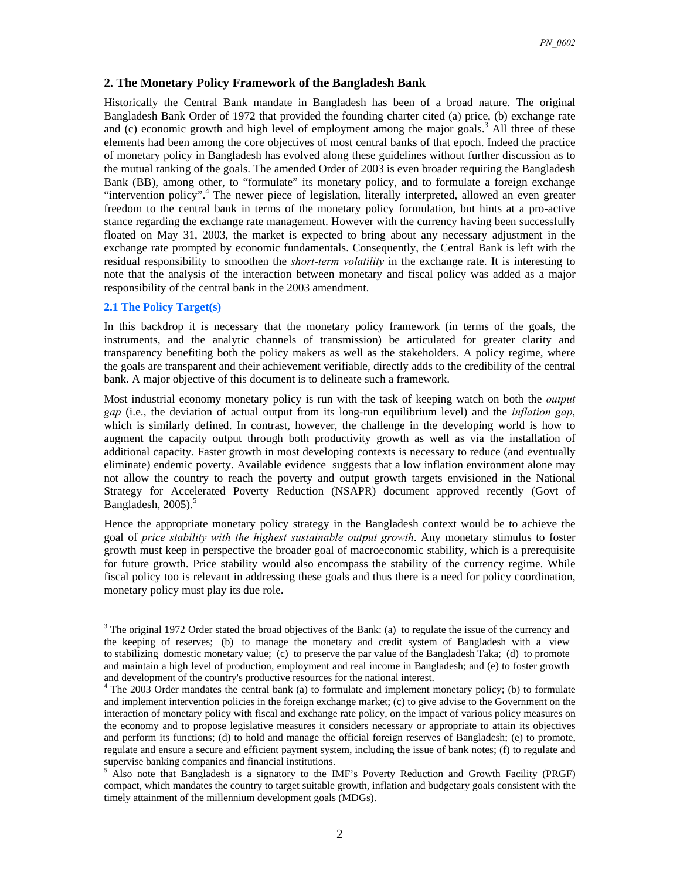## 2. The Monetary Policy Framework of the Bangladesh Bank

Historically the Central Bank mandate in Bangladesh has been of a broad nature. The original Bangladesh Bank Order of 1972 that provided the founding charter cited (a) price, (b) exchange rate and (c) economic growth and high level of employment among the major goals.[3] All three of these elements had been among the core objectives of most central banks of that epoch. Indeed the practice of monetary policy in Bangladesh has evolved along these guidelines without further discussion as to the mutual ranking of the goals. The amended Order of 2003 is even broader requiring the Bangladesh Bank (BB), among other, to "formulate" its monetary policy, and to formulate a foreign exchange "intervention policy".[4] The newer piece of legislation, literally interpreted, allowed an even greater freedom to the central bank in terms of the monetary policy formulation, but hints at a pro-active stance regarding the exchange rate management. However with the currency having been successfully floated on May 31, 2003, the market is expected to bring about any necessary adjustment in the exchange rate prompted by economic fundamentals. Consequently, the Central Bank is left with the residual responsibility to smoothen the *short-term volatility* in the exchange rate. It is interesting to note that the analysis of the interaction between monetary and fiscal policy was added as a major responsibility of the central bank in the 2003 amendment.

### 2.1 The Policy Target(s)

In this backdrop it is necessary that the monetary policy framework (in terms of the goals, the instruments, and the analytic channels of transmission) be articulated for greater clarity and transparency benefiting both the policy makers as well as the stakeholders. A policy regime, where the goals are transparent and their achievement verifiable, directly adds to the credibility of the central bank. A major objective of this document is to delineate such a framework.

Most industrial economy monetary policy is run with the task of keeping watch on both the *output gap* (i.e., the deviation of actual output from its long-run equilibrium level) and the *inflation gap*, which is similarly defined. In contrast, however, the challenge in the developing world is how to augment the capacity output through both productivity growth as well as via the installation of additional capacity. Faster growth in most developing contexts is necessary to reduce (and eventually eliminate) endemic poverty. Available evidence suggests that a low inflation environment alone may not allow the country to reach the poverty and output growth targets envisioned in the National Strategy for Accelerated Poverty Reduction (NSAPR) document approved recently (Govt of Bangladesh, 2005).[5]

Hence the appropriate monetary policy strategy in the Bangladesh context would be to achieve the goal of *price stability with the highest sustainable output growth*. Any monetary stimulus to foster growth must keep in perspective the broader goal of macroeconomic stability, which is a prerequisite for future growth. Price stability would also encompass the stability of the currency regime. While fiscal policy too is relevant in addressing these goals and thus there is a need for policy coordination, monetary policy must play its due role.

---

[3] The original 1972 Order stated the broad objectives of the Bank: (a) to regulate the issue of the currency and the keeping of reserves; (b) to manage the monetary and credit system of Bangladesh with a view to stabilizing domestic monetary value; (c) to preserve the par value of the Bangladesh Taka; (d) to promote and maintain a high level of production, employment and real income in Bangladesh; and (e) to foster growth and development of the country's productive resources for the national interest.

[4] The 2003 Order mandates the central bank (a) to formulate and implement monetary policy; (b) to formulate and implement intervention policies in the foreign exchange market; (c) to give advise to the Government on the interaction of monetary policy with fiscal and exchange rate policy, on the impact of various policy measures on the economy and to propose legislative measures it considers necessary or appropriate to attain its objectives and perform its functions; (d) to hold and manage the official foreign reserves of Bangladesh; (e) to promote, regulate and ensure a secure and efficient payment system, including the issue of bank notes; (f) to regulate and supervise banking companies and financial institutions.

[5] Also note that Bangladesh is a signatory to the IMF's Poverty Reduction and Growth Facility (PRGF) compact, which mandates the country to target suitable growth, inflation and budgetary goals consistent with the timely attainment of the millennium development goals (MDGs).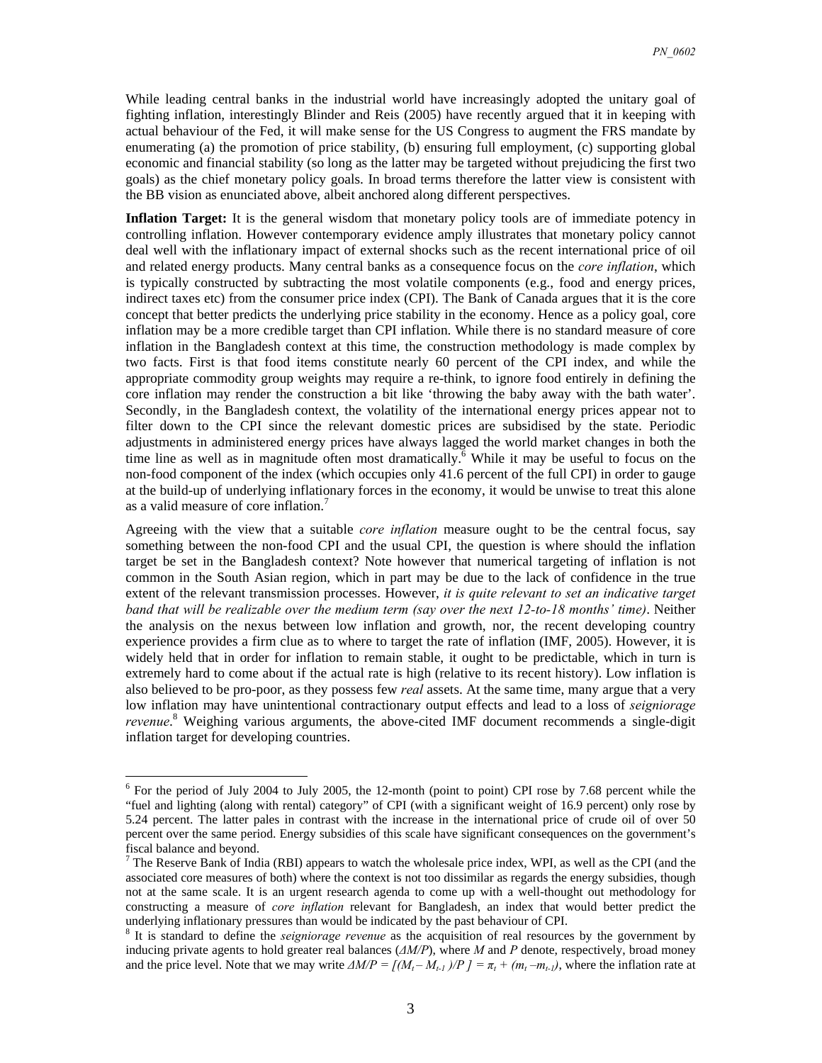While leading central banks in the industrial world have increasingly adopted the unitary goal of fighting inflation, interestingly Blinder and Reis (2005) have recently argued that it in keeping with actual behaviour of the Fed, it will make sense for the US Congress to augment the FRS mandate by enumerating (a) the promotion of price stability, (b) ensuring full employment, (c) supporting global economic and financial stability (so long as the latter may be targeted without prejudicing the first two goals) as the chief monetary policy goals. In broad terms therefore the latter view is consistent with the BB vision as enunciated above, albeit anchored along different perspectives.

**Inflation Target:** It is the general wisdom that monetary policy tools are of immediate potency in controlling inflation. However contemporary evidence amply illustrates that monetary policy cannot deal well with the inflationary impact of external shocks such as the recent international price of oil and related energy products. Many central banks as a consequence focus on the *core inflation*, which is typically constructed by subtracting the most volatile components (e.g., food and energy prices, indirect taxes etc) from the consumer price index (CPI). The Bank of Canada argues that it is the core concept that better predicts the underlying price stability in the economy. Hence as a policy goal, core inflation may be a more credible target than CPI inflation. While there is no standard measure of core inflation in the Bangladesh context at this time, the construction methodology is made complex by two facts. First is that food items constitute nearly 60 percent of the CPI index, and while the appropriate commodity group weights may require a re-think, to ignore food entirely in defining the core inflation may render the construction a bit like 'throwing the baby away with the bath water'. Secondly, in the Bangladesh context, the volatility of the international energy prices appear not to filter down to the CPI since the relevant domestic prices are subsidised by the state. Periodic adjustments in administered energy prices have always lagged the world market changes in both the time line as well as in magnitude often most dramatically.[6] While it may be useful to focus on the non-food component of the index (which occupies only 41.6 percent of the full CPI) in order to gauge at the build-up of underlying inflationary forces in the economy, it would be unwise to treat this alone as a valid measure of core inflation.[7]

Agreeing with the view that a suitable *core inflation* measure ought to be the central focus, say something between the non-food CPI and the usual CPI, the question is where should the inflation target be set in the Bangladesh context? Note however that numerical targeting of inflation is not common in the South Asian region, which in part may be due to the lack of confidence in the true extent of the relevant transmission processes. However, *it is quite relevant to set an indicative target band that will be realizable over the medium term (say over the next 12-to-18 months' time)*. Neither the analysis on the nexus between low inflation and growth, nor, the recent developing country experience provides a firm clue as to where to target the rate of inflation (IMF, 2005). However, it is widely held that in order for inflation to remain stable, it ought to be predictable, which in turn is extremely hard to come about if the actual rate is high (relative to its recent history). Low inflation is also believed to be pro-poor, as they possess few *real* assets. At the same time, many argue that a very low inflation may have unintentional contractionary output effects and lead to a loss of *seigniorage revenue*.[8] Weighing various arguments, the above-cited IMF document recommends a single-digit inflation target for developing countries.

---

[6] For the period of July 2004 to July 2005, the 12-month (point to point) CPI rose by 7.68 percent while the "fuel and lighting (along with rental) category" of CPI (with a significant weight of 16.9 percent) only rose by 5.24 percent. The latter pales in contrast with the increase in the international price of crude oil of over 50 percent over the same period. Energy subsidies of this scale have significant consequences on the government's fiscal balance and beyond.

[7] The Reserve Bank of India (RBI) appears to watch the wholesale price index, WPI, as well as the CPI (and the associated core measures of both) where the context is not too dissimilar as regards the energy subsidies, though not at the same scale. It is an urgent research agenda to come up with a well-thought out methodology for constructing a measure of *core inflation* relevant for Bangladesh, an index that would better predict the underlying inflationary pressures than would be indicated by the past behaviour of CPI.

[8] It is standard to define the *seigniorage revenue* as the acquisition of real resources by the government by inducing private agents to hold greater real balances ($\Delta M/P$), where $M$ and $P$ denote, respectively, broad money and the price level. Note that we may write $\Delta M/P = [(M_t - M_{t-1})/P] = \pi_t + (m_t - m_{t-1})$, where the inflation rate at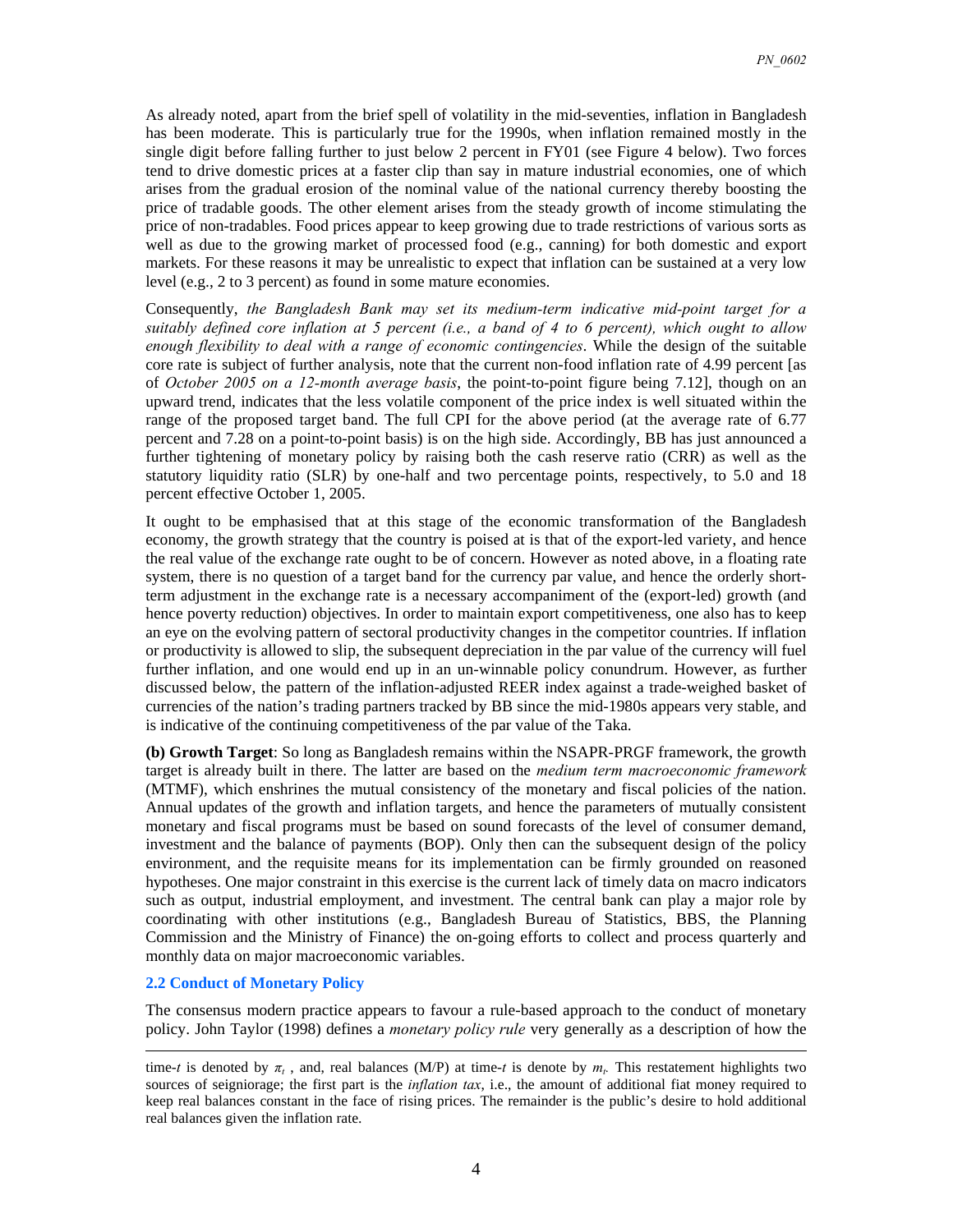As already noted, apart from the brief spell of volatility in the mid-seventies, inflation in Bangladesh has been moderate. This is particularly true for the 1990s, when inflation remained mostly in the single digit before falling further to just below 2 percent in FY01 (see Figure 4 below). Two forces tend to drive domestic prices at a faster clip than say in mature industrial economies, one of which arises from the gradual erosion of the nominal value of the national currency thereby boosting the price of tradable goods. The other element arises from the steady growth of income stimulating the price of non-tradables. Food prices appear to keep growing due to trade restrictions of various sorts as well as due to the growing market of processed food (e.g., canning) for both domestic and export markets. For these reasons it may be unrealistic to expect that inflation can be sustained at a very low level (e.g., 2 to 3 percent) as found in some mature economies.

Consequently, *the Bangladesh Bank may set its medium-term indicative mid-point target for a suitably defined core inflation at 5 percent (i.e., a band of 4 to 6 percent), which ought to allow enough flexibility to deal with a range of economic contingencies*. While the design of the suitable core rate is subject of further analysis, note that the current non-food inflation rate of 4.99 percent [as of *October 2005 on a 12-month average basis*, the point-to-point figure being 7.12], though on an upward trend, indicates that the less volatile component of the price index is well situated within the range of the proposed target band. The full CPI for the above period (at the average rate of 6.77 percent and 7.28 on a point-to-point basis) is on the high side. Accordingly, BB has just announced a further tightening of monetary policy by raising both the cash reserve ratio (CRR) as well as the statutory liquidity ratio (SLR) by one-half and two percentage points, respectively, to 5.0 and 18 percent effective October 1, 2005.

It ought to be emphasised that at this stage of the economic transformation of the Bangladesh economy, the growth strategy that the country is poised at is that of the export-led variety, and hence the real value of the exchange rate ought to be of concern. However as noted above, in a floating rate system, there is no question of a target band for the currency par value, and hence the orderly short-term adjustment in the exchange rate is a necessary accompaniment of the (export-led) growth (and hence poverty reduction) objectives. In order to maintain export competitiveness, one also has to keep an eye on the evolving pattern of sectoral productivity changes in the competitor countries. If inflation or productivity is allowed to slip, the subsequent depreciation in the par value of the currency will fuel further inflation, and one would end up in an un-winnable policy conundrum. However, as further discussed below, the pattern of the inflation-adjusted REER index against a trade-weighed basket of currencies of the nation's trading partners tracked by BB since the mid-1980s appears very stable, and is indicative of the continuing competitiveness of the par value of the Taka.

**(b) Growth Target**: So long as Bangladesh remains within the NSAPR-PRGF framework, the growth target is already built in there. The latter are based on the *medium term macroeconomic framework* (MTMF), which enshrines the mutual consistency of the monetary and fiscal policies of the nation. Annual updates of the growth and inflation targets, and hence the parameters of mutually consistent monetary and fiscal programs must be based on sound forecasts of the level of consumer demand, investment and the balance of payments (BOP). Only then can the subsequent design of the policy environment, and the requisite means for its implementation can be firmly grounded on reasoned hypotheses. One major constraint in this exercise is the current lack of timely data on macro indicators such as output, industrial employment, and investment. The central bank can play a major role by coordinating with other institutions (e.g., Bangladesh Bureau of Statistics, BBS, the Planning Commission and the Ministry of Finance) the on-going efforts to collect and process quarterly and monthly data on major macroeconomic variables.

### 2.2 Conduct of Monetary Policy

The consensus modern practice appears to favour a rule-based approach to the conduct of monetary policy. John Taylor (1998) defines a *monetary policy rule* very generally as a description of how the

---

time-*t* is denoted by $\pi_t$ , and, real balances (M/P) at time-*t* is denote by $m_t$. This restatement highlights two sources of seigniorage; the first part is the *inflation tax*, i.e., the amount of additional fiat money required to keep real balances constant in the face of rising prices. The remainder is the public's desire to hold additional real balances given the inflation rate.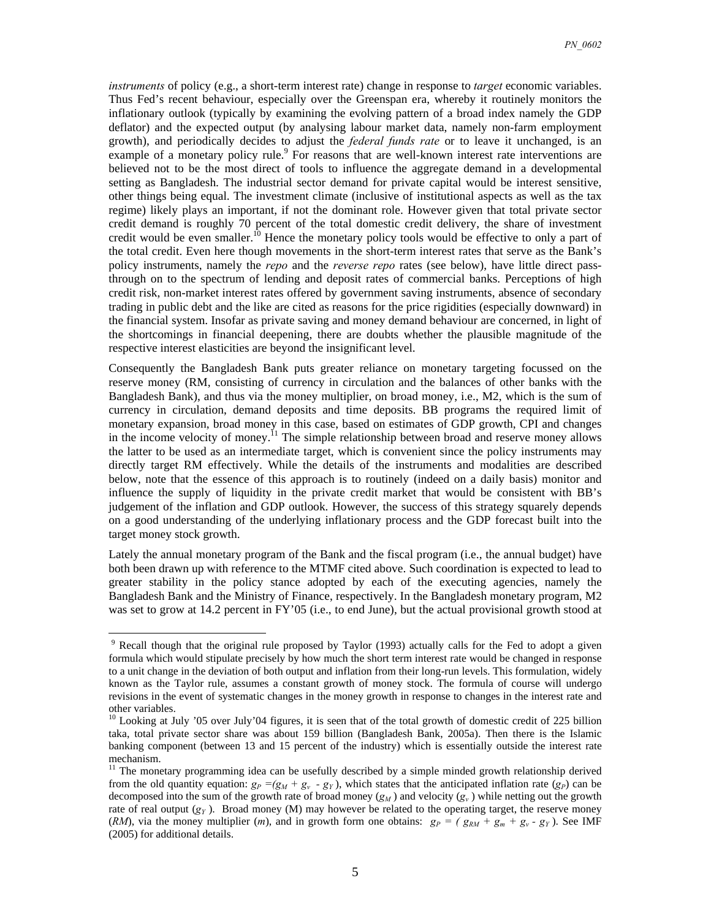*instruments* of policy (e.g., a short-term interest rate) change in response to *target* economic variables. Thus Fed's recent behaviour, especially over the Greenspan era, whereby it routinely monitors the inflationary outlook (typically by examining the evolving pattern of a broad index namely the GDP deflator) and the expected output (by analysing labour market data, namely non-farm employment growth), and periodically decides to adjust the *federal funds rate* or to leave it unchanged, is an example of a monetary policy rule.[9] For reasons that are well-known interest rate interventions are believed not to be the most direct of tools to influence the aggregate demand in a developmental setting as Bangladesh. The industrial sector demand for private capital would be interest sensitive, other things being equal. The investment climate (inclusive of institutional aspects as well as the tax regime) likely plays an important, if not the dominant role. However given that total private sector credit demand is roughly 70 percent of the total domestic credit delivery, the share of investment credit would be even smaller.[10] Hence the monetary policy tools would be effective to only a part of the total credit. Even here though movements in the short-term interest rates that serve as the Bank's policy instruments, namely the *repo* and the *reverse repo* rates (see below), have little direct pass-through on to the spectrum of lending and deposit rates of commercial banks. Perceptions of high credit risk, non-market interest rates offered by government saving instruments, absence of secondary trading in public debt and the like are cited as reasons for the price rigidities (especially downward) in the financial system. Insofar as private saving and money demand behaviour are concerned, in light of the shortcomings in financial deepening, there are doubts whether the plausible magnitude of the respective interest elasticities are beyond the insignificant level.

Consequently the Bangladesh Bank puts greater reliance on monetary targeting focussed on the reserve money (RM, consisting of currency in circulation and the balances of other banks with the Bangladesh Bank), and thus via the money multiplier, on broad money, i.e., M2, which is the sum of currency in circulation, demand deposits and time deposits. BB programs the required limit of monetary expansion, broad money in this case, based on estimates of GDP growth, CPI and changes in the income velocity of money.[11] The simple relationship between broad and reserve money allows the latter to be used as an intermediate target, which is convenient since the policy instruments may directly target RM effectively. While the details of the instruments and modalities are described below, note that the essence of this approach is to routinely (indeed on a daily basis) monitor and influence the supply of liquidity in the private credit market that would be consistent with BB's judgement of the inflation and GDP outlook. However, the success of this strategy squarely depends on a good understanding of the underlying inflationary process and the GDP forecast built into the target money stock growth.

Lately the annual monetary program of the Bank and the fiscal program (i.e., the annual budget) have both been drawn up with reference to the MTMF cited above. Such coordination is expected to lead to greater stability in the policy stance adopted by each of the executing agencies, namely the Bangladesh Bank and the Ministry of Finance, respectively. In the Bangladesh monetary program, M2 was set to grow at 14.2 percent in FY'05 (i.e., to end June), but the actual provisional growth stood at

---

[9] Recall though that the original rule proposed by Taylor (1993) actually calls for the Fed to adopt a given formula which would stipulate precisely by how much the short term interest rate would be changed in response to a unit change in the deviation of both output and inflation from their long-run levels. This formulation, widely known as the Taylor rule, assumes a constant growth of money stock. The formula of course will undergo revisions in the event of systematic changes in the money growth in response to changes in the interest rate and other variables.

[10] Looking at July '05 over July'04 figures, it is seen that of the total growth of domestic credit of 225 billion taka, total private sector share was about 159 billion (Bangladesh Bank, 2005a). Then there is the Islamic banking component (between 13 and 15 percent of the industry) which is essentially outside the interest rate mechanism.

[11] The monetary programming idea can be usefully described by a simple minded growth relationship derived from the old quantity equation: $g_P = (g_M + g_v - g_Y)$, which states that the anticipated inflation rate ($g_P$) can be decomposed into the sum of the growth rate of broad money ($g_M$) and velocity ($g_v$) while netting out the growth rate of real output ($g_Y$). Broad money (M) may however be related to the operating target, the reserve money (*RM*), via the money multiplier (*m*), and in growth form one obtains: $g_P = (g_{RM} + g_m + g_v - g_Y)$. See IMF (2005) for additional details.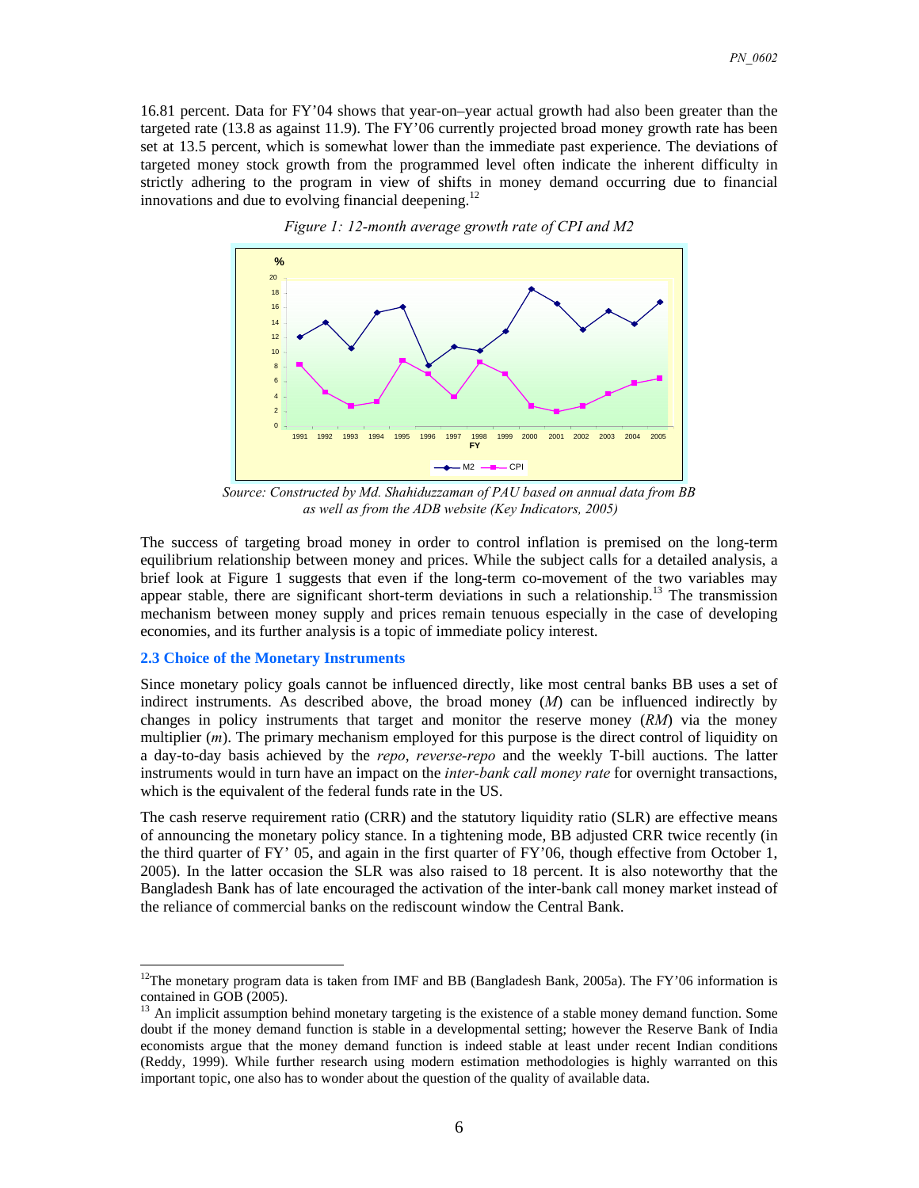16.81 percent. Data for FY'04 shows that year-on–year actual growth had also been greater than the targeted rate (13.8 as against 11.9). The FY'06 currently projected broad money growth rate has been set at 13.5 percent, which is somewhat lower than the immediate past experience. The deviations of targeted money stock growth from the programmed level often indicate the inherent difficulty in strictly adhering to the program in view of shifts in money demand occurring due to financial innovations and due to evolving financial deepening.[12]

*Figure 1: 12-month average growth rate of CPI and M2*

*Source: Constructed by Md. Shahiduzzaman of PAU based on annual data from BB as well as from the ADB website (Key Indicators, 2005)*

The success of targeting broad money in order to control inflation is premised on the long-term equilibrium relationship between money and prices. While the subject calls for a detailed analysis, a brief look at Figure 1 suggests that even if the long-term co-movement of the two variables may appear stable, there are significant short-term deviations in such a relationship.[13] The transmission mechanism between money supply and prices remain tenuous especially in the case of developing economies, and its further analysis is a topic of immediate policy interest.

### 2.3 Choice of the Monetary Instruments

Since monetary policy goals cannot be influenced directly, like most central banks BB uses a set of indirect instruments. As described above, the broad money ($M$) can be influenced indirectly by changes in policy instruments that target and monitor the reserve money ($RM$) via the money multiplier ($m$). The primary mechanism employed for this purpose is the direct control of liquidity on a day-to-day basis achieved by the *repo*, *reverse-repo* and the weekly T-bill auctions. The latter instruments would in turn have an impact on the *inter-bank call money rate* for overnight transactions, which is the equivalent of the federal funds rate in the US.

The cash reserve requirement ratio (CRR) and the statutory liquidity ratio (SLR) are effective means of announcing the monetary policy stance. In a tightening mode, BB adjusted CRR twice recently (in the third quarter of FY' 05, and again in the first quarter of FY'06, though effective from October 1, 2005). In the latter occasion the SLR was also raised to 18 percent. It is also noteworthy that the Bangladesh Bank has of late encouraged the activation of the inter-bank call money market instead of the reliance of commercial banks on the rediscount window the Central Bank.

---

[12] The monetary program data is taken from IMF and BB (Bangladesh Bank, 2005a). The FY'06 information is contained in GOB (2005).

[13] An implicit assumption behind monetary targeting is the existence of a stable money demand function. Some doubt if the money demand function is stable in a developmental setting; however the Reserve Bank of India economists argue that the money demand function is indeed stable at least under recent Indian conditions (Reddy, 1999). While further research using modern estimation methodologies is highly warranted on this important topic, one also has to wonder about the question of the quality of available data.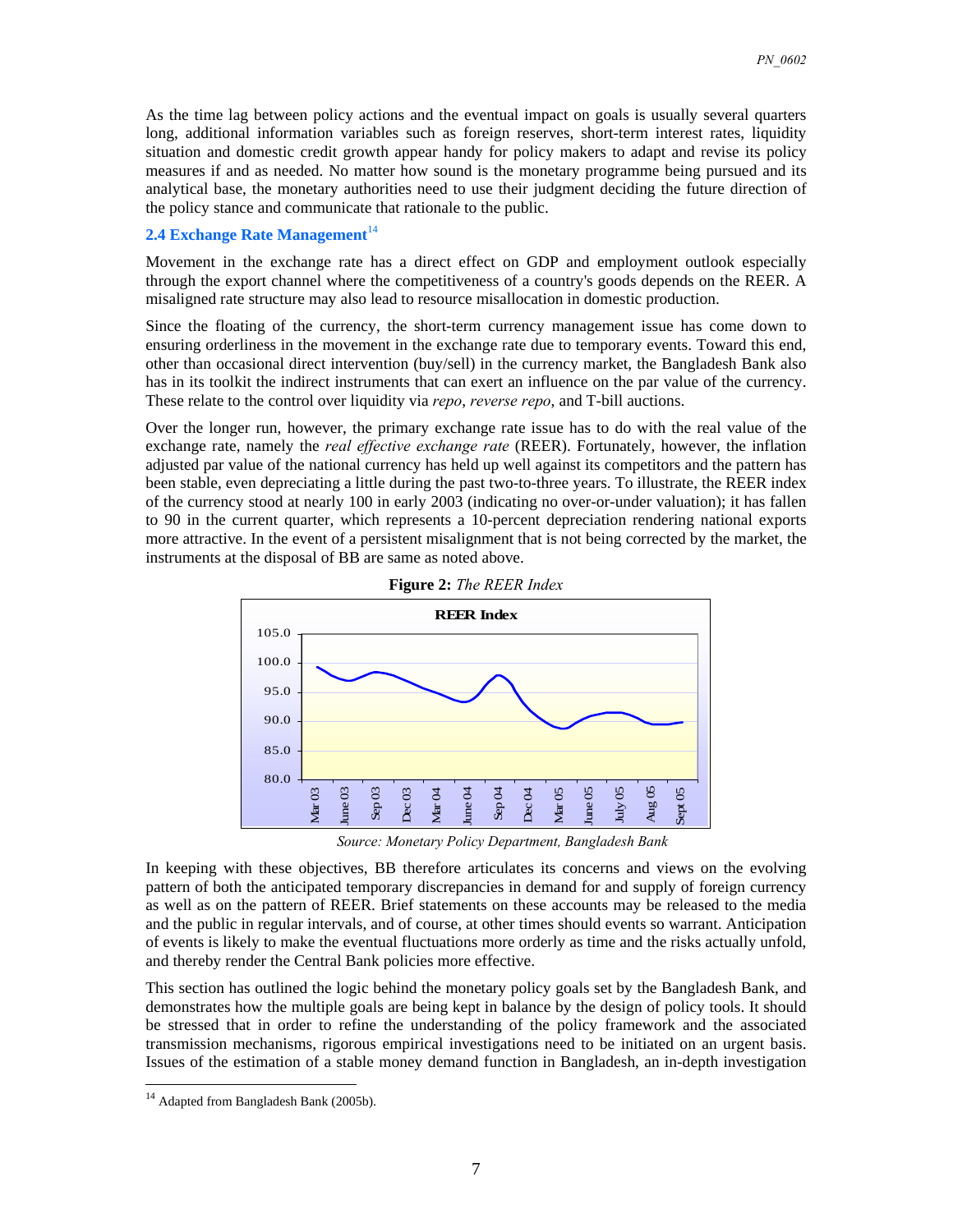As the time lag between policy actions and the eventual impact on goals is usually several quarters long, additional information variables such as foreign reserves, short-term interest rates, liquidity situation and domestic credit growth appear handy for policy makers to adapt and revise its policy measures if and as needed. No matter how sound is the monetary programme being pursued and its analytical base, the monetary authorities need to use their judgment deciding the future direction of the policy stance and communicate that rationale to the public.

### 2.4 Exchange Rate Management[14]

Movement in the exchange rate has a direct effect on GDP and employment outlook especially through the export channel where the competitiveness of a country's goods depends on the REER. A misaligned rate structure may also lead to resource misallocation in domestic production.

Since the floating of the currency, the short-term currency management issue has come down to ensuring orderliness in the movement in the exchange rate due to temporary events. Toward this end, other than occasional direct intervention (buy/sell) in the currency market, the Bangladesh Bank also has in its toolkit the indirect instruments that can exert an influence on the par value of the currency. These relate to the control over liquidity via *repo*, *reverse repo*, and T-bill auctions.

Over the longer run, however, the primary exchange rate issue has to do with the real value of the exchange rate, namely the *real effective exchange rate* (REER). Fortunately, however, the inflation adjusted par value of the national currency has held up well against its competitors and the pattern has been stable, even depreciating a little during the past two-to-three years. To illustrate, the REER index of the currency stood at nearly 100 in early 2003 (indicating no over-or-under valuation); it has fallen to 90 in the current quarter, which represents a 10-percent depreciation rendering national exports more attractive. In the event of a persistent misalignment that is not being corrected by the market, the instruments at the disposal of BB are same as noted above.

**Figure 2:** *The REER Index*

*Source: Monetary Policy Department, Bangladesh Bank*

In keeping with these objectives, BB therefore articulates its concerns and views on the evolving pattern of both the anticipated temporary discrepancies in demand for and supply of foreign currency as well as on the pattern of REER. Brief statements on these accounts may be released to the media and the public in regular intervals, and of course, at other times should events so warrant. Anticipation of events is likely to make the eventual fluctuations more orderly as time and the risks actually unfold, and thereby render the Central Bank policies more effective.

This section has outlined the logic behind the monetary policy goals set by the Bangladesh Bank, and demonstrates how the multiple goals are being kept in balance by the design of policy tools. It should be stressed that in order to refine the understanding of the policy framework and the associated transmission mechanisms, rigorous empirical investigations need to be initiated on an urgent basis. Issues of the estimation of a stable money demand function in Bangladesh, an in-depth investigation

[14] Adapted from Bangladesh Bank (2005b).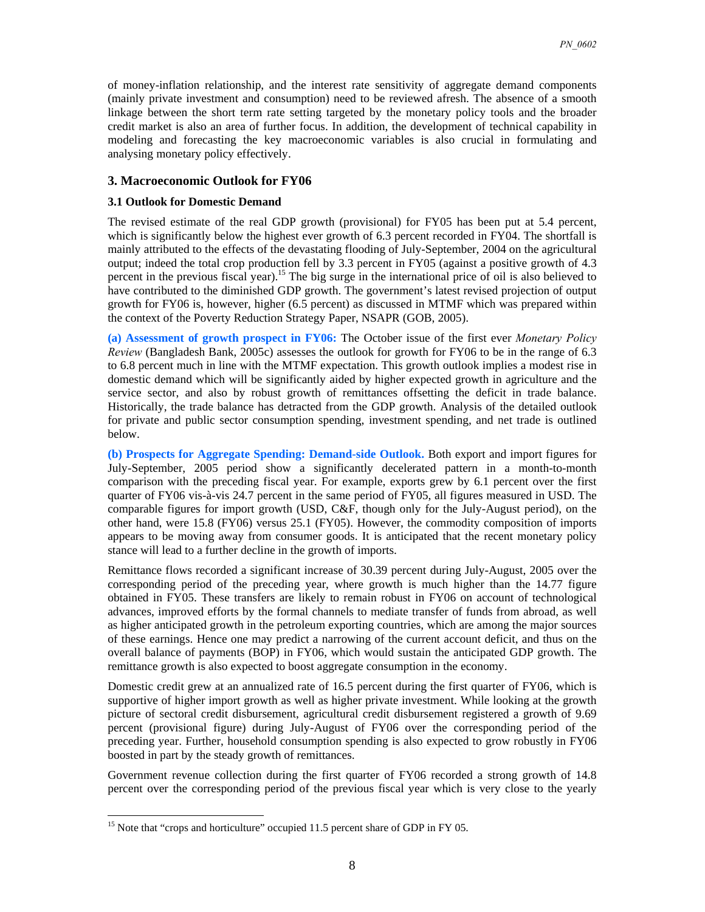of money-inflation relationship, and the interest rate sensitivity of aggregate demand components (mainly private investment and consumption) need to be reviewed afresh. The absence of a smooth linkage between the short term rate setting targeted by the monetary policy tools and the broader credit market is also an area of further focus. In addition, the development of technical capability in modeling and forecasting the key macroeconomic variables is also crucial in formulating and analysing monetary policy effectively.

## 3. Macroeconomic Outlook for FY06

### 3.1 Outlook for Domestic Demand

The revised estimate of the real GDP growth (provisional) for FY05 has been put at 5.4 percent, which is significantly below the highest ever growth of 6.3 percent recorded in FY04. The shortfall is mainly attributed to the effects of the devastating flooding of July-September, 2004 on the agricultural output; indeed the total crop production fell by 3.3 percent in FY05 (against a positive growth of 4.3 percent in the previous fiscal year).[15] The big surge in the international price of oil is also believed to have contributed to the diminished GDP growth. The government's latest revised projection of output growth for FY06 is, however, higher (6.5 percent) as discussed in MTMF which was prepared within the context of the Poverty Reduction Strategy Paper, NSAPR (GOB, 2005).

**(a) Assessment of growth prospect in FY06:** The October issue of the first ever *Monetary Policy Review* (Bangladesh Bank, 2005c) assesses the outlook for growth for FY06 to be in the range of 6.3 to 6.8 percent much in line with the MTMF expectation. This growth outlook implies a modest rise in domestic demand which will be significantly aided by higher expected growth in agriculture and the service sector, and also by robust growth of remittances offsetting the deficit in trade balance. Historically, the trade balance has detracted from the GDP growth. Analysis of the detailed outlook for private and public sector consumption spending, investment spending, and net trade is outlined below.

**(b) Prospects for Aggregate Spending: Demand-side Outlook.** Both export and import figures for July-September, 2005 period show a significantly decelerated pattern in a month-to-month comparison with the preceding fiscal year. For example, exports grew by 6.1 percent over the first quarter of FY06 vis-à-vis 24.7 percent in the same period of FY05, all figures measured in USD. The comparable figures for import growth (USD, C&F, though only for the July-August period), on the other hand, were 15.8 (FY06) versus 25.1 (FY05). However, the commodity composition of imports appears to be moving away from consumer goods. It is anticipated that the recent monetary policy stance will lead to a further decline in the growth of imports.

Remittance flows recorded a significant increase of 30.39 percent during July-August, 2005 over the corresponding period of the preceding year, where growth is much higher than the 14.77 figure obtained in FY05. These transfers are likely to remain robust in FY06 on account of technological advances, improved efforts by the formal channels to mediate transfer of funds from abroad, as well as higher anticipated growth in the petroleum exporting countries, which are among the major sources of these earnings. Hence one may predict a narrowing of the current account deficit, and thus on the overall balance of payments (BOP) in FY06, which would sustain the anticipated GDP growth. The remittance growth is also expected to boost aggregate consumption in the economy.

Domestic credit grew at an annualized rate of 16.5 percent during the first quarter of FY06, which is supportive of higher import growth as well as higher private investment. While looking at the growth picture of sectoral credit disbursement, agricultural credit disbursement registered a growth of 9.69 percent (provisional figure) during July-August of FY06 over the corresponding period of the preceding year. Further, household consumption spending is also expected to grow robustly in FY06 boosted in part by the steady growth of remittances.

Government revenue collection during the first quarter of FY06 recorded a strong growth of 14.8 percent over the corresponding period of the previous fiscal year which is very close to the yearly

[15] Note that "crops and horticulture" occupied 11.5 percent share of GDP in FY 05.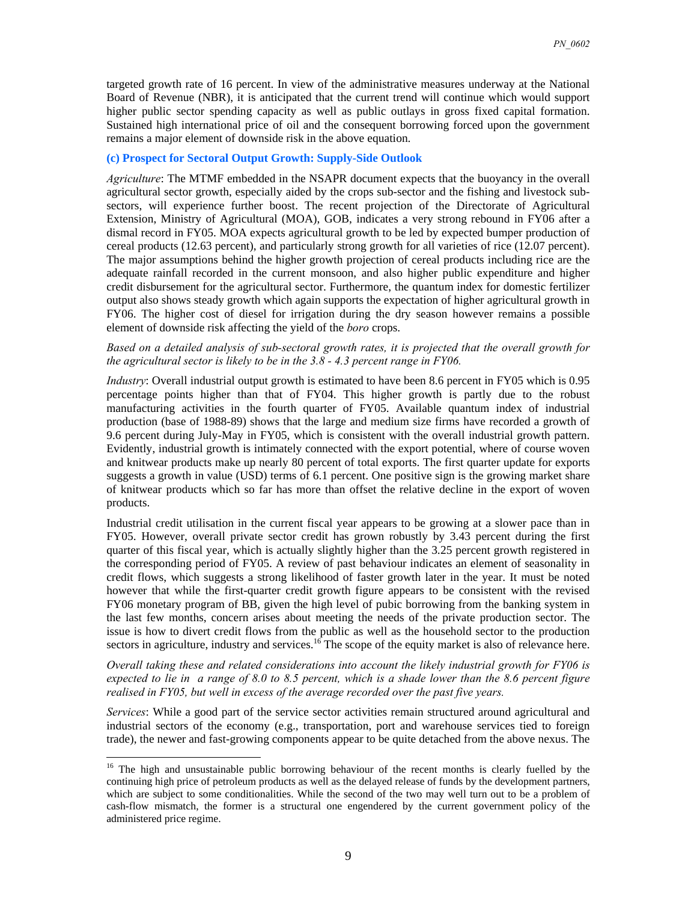targeted growth rate of 16 percent. In view of the administrative measures underway at the National Board of Revenue (NBR), it is anticipated that the current trend will continue which would support higher public sector spending capacity as well as public outlays in gross fixed capital formation. Sustained high international price of oil and the consequent borrowing forced upon the government remains a major element of downside risk in the above equation.

### (c) Prospect for Sectoral Output Growth: Supply-Side Outlook

*Agriculture*: The MTMF embedded in the NSAPR document expects that the buoyancy in the overall agricultural sector growth, especially aided by the crops sub-sector and the fishing and livestock sub-sectors, will experience further boost. The recent projection of the Directorate of Agricultural Extension, Ministry of Agricultural (MOA), GOB, indicates a very strong rebound in FY06 after a dismal record in FY05. MOA expects agricultural growth to be led by expected bumper production of cereal products (12.63 percent), and particularly strong growth for all varieties of rice (12.07 percent). The major assumptions behind the higher growth projection of cereal products including rice are the adequate rainfall recorded in the current monsoon, and also higher public expenditure and higher credit disbursement for the agricultural sector. Furthermore, the quantum index for domestic fertilizer output also shows steady growth which again supports the expectation of higher agricultural growth in FY06. The higher cost of diesel for irrigation during the dry season however remains a possible element of downside risk affecting the yield of the *boro* crops.

*Based on a detailed analysis of sub-sectoral growth rates, it is projected that the overall growth for the agricultural sector is likely to be in the 3.8 - 4.3 percent range in FY06.*

*Industry*: Overall industrial output growth is estimated to have been 8.6 percent in FY05 which is 0.95 percentage points higher than that of FY04. This higher growth is partly due to the robust manufacturing activities in the fourth quarter of FY05. Available quantum index of industrial production (base of 1988-89) shows that the large and medium size firms have recorded a growth of 9.6 percent during July-May in FY05, which is consistent with the overall industrial growth pattern. Evidently, industrial growth is intimately connected with the export potential, where of course woven and knitwear products make up nearly 80 percent of total exports. The first quarter update for exports suggests a growth in value (USD) terms of 6.1 percent. One positive sign is the growing market share of knitwear products which so far has more than offset the relative decline in the export of woven products.

Industrial credit utilisation in the current fiscal year appears to be growing at a slower pace than in FY05. However, overall private sector credit has grown robustly by 3.43 percent during the first quarter of this fiscal year, which is actually slightly higher than the 3.25 percent growth registered in the corresponding period of FY05. A review of past behaviour indicates an element of seasonality in credit flows, which suggests a strong likelihood of faster growth later in the year. It must be noted however that while the first-quarter credit growth figure appears to be consistent with the revised FY06 monetary program of BB, given the high level of pubic borrowing from the banking system in the last few months, concern arises about meeting the needs of the private production sector. The issue is how to divert credit flows from the public as well as the household sector to the production sectors in agriculture, industry and services.[16] The scope of the equity market is also of relevance here.

*Overall taking these and related considerations into account the likely industrial growth for FY06 is expected to lie in a range of 8.0 to 8.5 percent, which is a shade lower than the 8.6 percent figure realised in FY05, but well in excess of the average recorded over the past five years.*

*Services*: While a good part of the service sector activities remain structured around agricultural and industrial sectors of the economy (e.g., transportation, port and warehouse services tied to foreign trade), the newer and fast-growing components appear to be quite detached from the above nexus. The

---

[16] The high and unsustainable public borrowing behaviour of the recent months is clearly fuelled by the continuing high price of petroleum products as well as the delayed release of funds by the development partners, which are subject to some conditionalities. While the second of the two may well turn out to be a problem of cash-flow mismatch, the former is a structural one engendered by the current government policy of the administered price regime.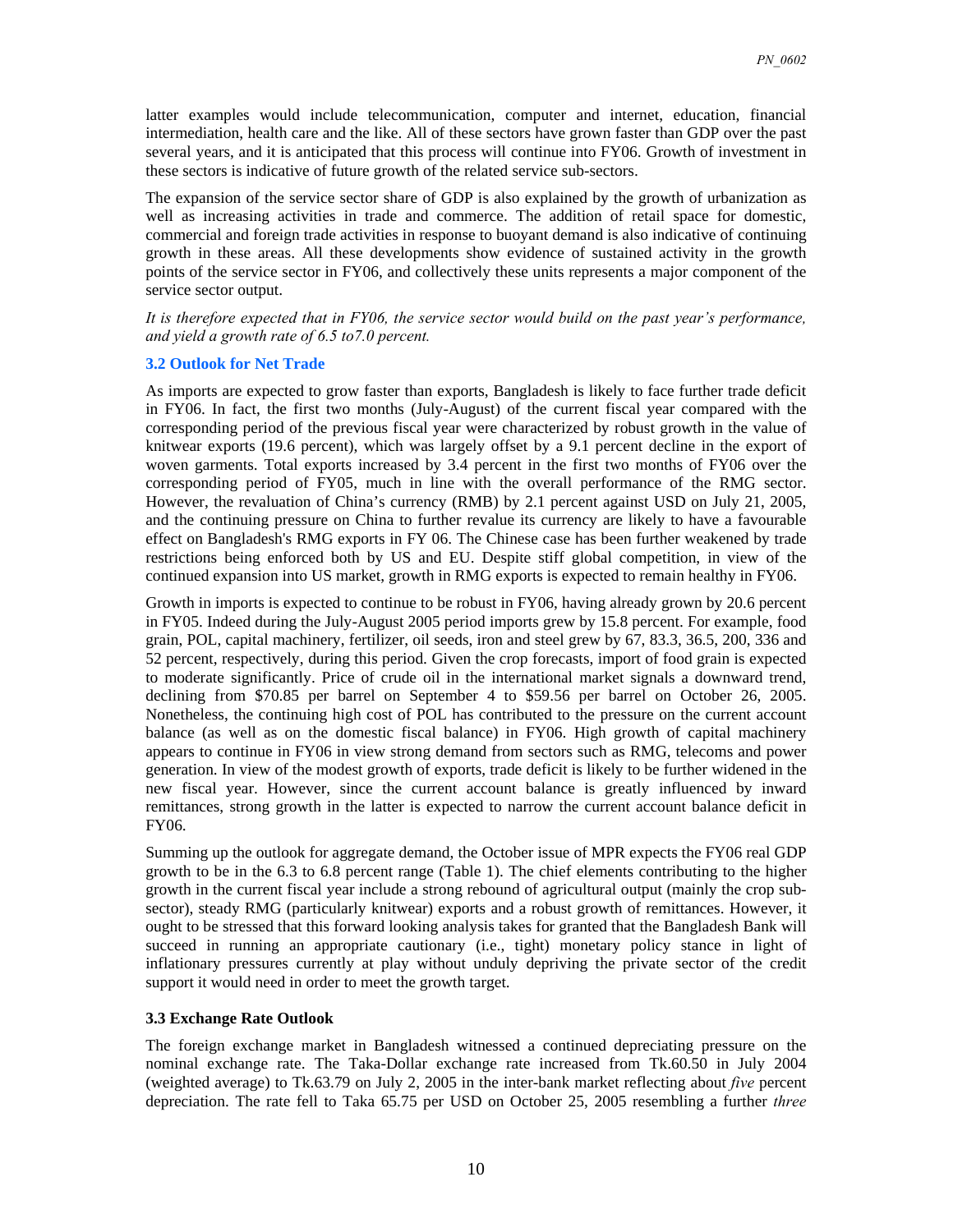latter examples would include telecommunication, computer and internet, education, financial intermediation, health care and the like. All of these sectors have grown faster than GDP over the past several years, and it is anticipated that this process will continue into FY06. Growth of investment in these sectors is indicative of future growth of the related service sub-sectors.

The expansion of the service sector share of GDP is also explained by the growth of urbanization as well as increasing activities in trade and commerce. The addition of retail space for domestic, commercial and foreign trade activities in response to buoyant demand is also indicative of continuing growth in these areas. All these developments show evidence of sustained activity in the growth points of the service sector in FY06, and collectively these units represents a major component of the service sector output.

*It is therefore expected that in FY06, the service sector would build on the past year's performance, and yield a growth rate of 6.5 to7.0 percent.*

### 3.2 Outlook for Net Trade

As imports are expected to grow faster than exports, Bangladesh is likely to face further trade deficit in FY06. In fact, the first two months (July-August) of the current fiscal year compared with the corresponding period of the previous fiscal year were characterized by robust growth in the value of knitwear exports (19.6 percent), which was largely offset by a 9.1 percent decline in the export of woven garments. Total exports increased by 3.4 percent in the first two months of FY06 over the corresponding period of FY05, much in line with the overall performance of the RMG sector. However, the revaluation of China's currency (RMB) by 2.1 percent against USD on July 21, 2005, and the continuing pressure on China to further revalue its currency are likely to have a favourable effect on Bangladesh's RMG exports in FY 06. The Chinese case has been further weakened by trade restrictions being enforced both by US and EU. Despite stiff global competition, in view of the continued expansion into US market, growth in RMG exports is expected to remain healthy in FY06.

Growth in imports is expected to continue to be robust in FY06, having already grown by 20.6 percent in FY05. Indeed during the July-August 2005 period imports grew by 15.8 percent. For example, food grain, POL, capital machinery, fertilizer, oil seeds, iron and steel grew by 67, 83.3, 36.5, 200, 336 and 52 percent, respectively, during this period. Given the crop forecasts, import of food grain is expected to moderate significantly. Price of crude oil in the international market signals a downward trend, declining from $70.85 per barrel on September 4 to $59.56 per barrel on October 26, 2005. Nonetheless, the continuing high cost of POL has contributed to the pressure on the current account balance (as well as on the domestic fiscal balance) in FY06. High growth of capital machinery appears to continue in FY06 in view strong demand from sectors such as RMG, telecoms and power generation. In view of the modest growth of exports, trade deficit is likely to be further widened in the new fiscal year. However, since the current account balance is greatly influenced by inward remittances, strong growth in the latter is expected to narrow the current account balance deficit in FY06.

Summing up the outlook for aggregate demand, the October issue of MPR expects the FY06 real GDP growth to be in the 6.3 to 6.8 percent range (Table 1). The chief elements contributing to the higher growth in the current fiscal year include a strong rebound of agricultural output (mainly the crop sub-sector), steady RMG (particularly knitwear) exports and a robust growth of remittances. However, it ought to be stressed that this forward looking analysis takes for granted that the Bangladesh Bank will succeed in running an appropriate cautionary (i.e., tight) monetary policy stance in light of inflationary pressures currently at play without unduly depriving the private sector of the credit support it would need in order to meet the growth target.

### 3.3 Exchange Rate Outlook

The foreign exchange market in Bangladesh witnessed a continued depreciating pressure on the nominal exchange rate. The Taka-Dollar exchange rate increased from Tk.60.50 in July 2004 (weighted average) to Tk.63.79 on July 2, 2005 in the inter-bank market reflecting about *five* percent depreciation. The rate fell to Taka 65.75 per USD on October 25, 2005 resembling a further *three*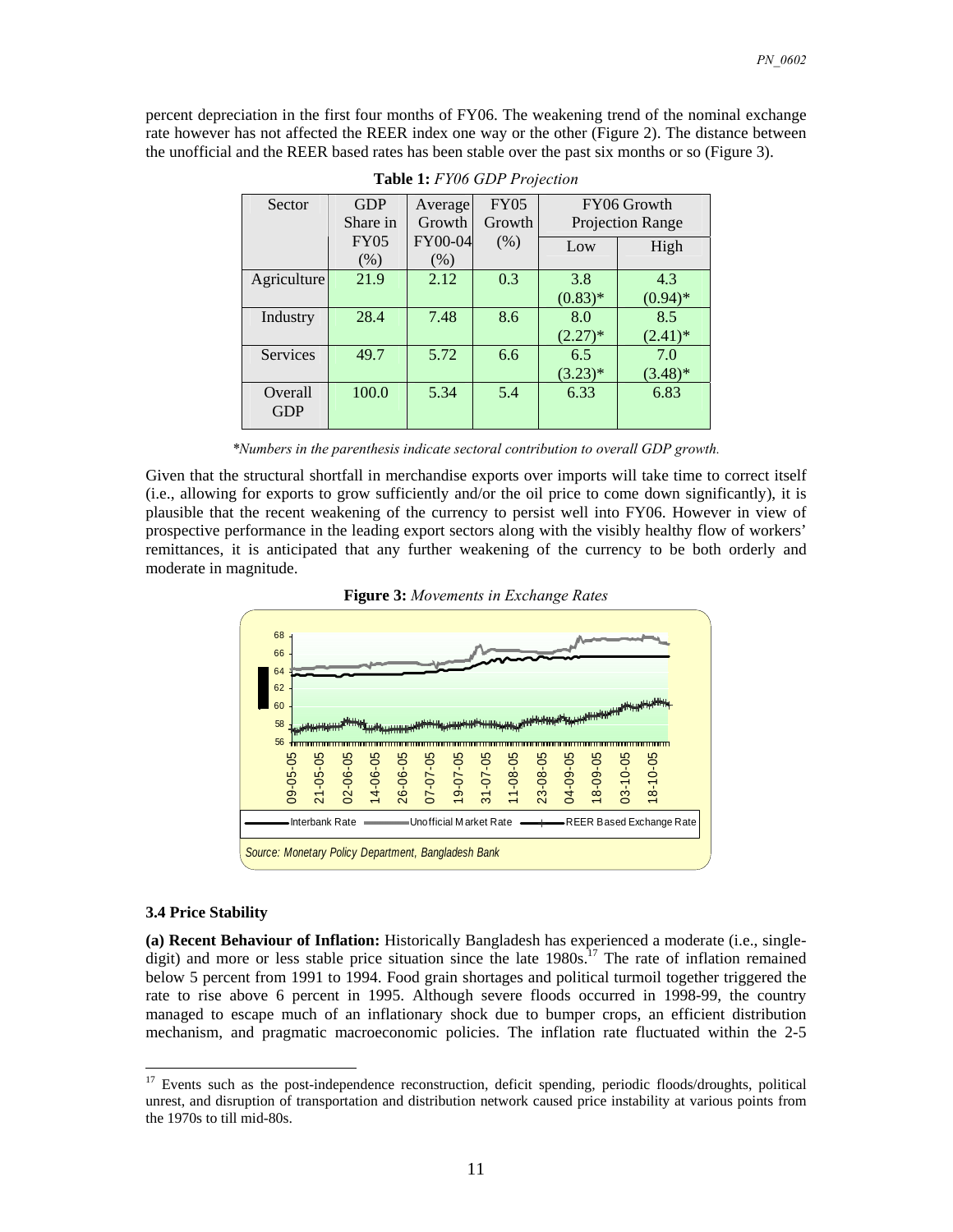percent depreciation in the first four months of FY06. The weakening trend of the nominal exchange rate however has not affected the REER index one way or the other (Figure 2). The distance between the unofficial and the REER based rates has been stable over the past six months or so (Figure 3).

**Table 1:** *FY06 GDP Projection*

| Sector | GDP Share in FY05 (%) | Average Growth FY00-04 (%) | FY05 Growth (%) | FY06 Growth Projection Range | |
|---|---|---|---|---|---|
| | | | | Low | High |
| Agriculture | 21.9 | 2.12 | 0.3 | 3.8 (0.83)* | 4.3 (0.94)* |
| Industry | 28.4 | 7.48 | 8.6 | 8.0 (2.27)* | 8.5 (2.41)* |
| Services | 49.7 | 5.72 | 6.6 | 6.5 (3.23)* | 7.0 (3.48)* |
| Overall GDP | 100.0 | 5.34 | 5.4 | 6.33 | 6.83 |

*\*Numbers in the parenthesis indicate sectoral contribution to overall GDP growth.*

Given that the structural shortfall in merchandise exports over imports will take time to correct itself (i.e., allowing for exports to grow sufficiently and/or the oil price to come down significantly), it is plausible that the recent weakening of the currency to persist well into FY06. However in view of prospective performance in the leading export sectors along with the visibly healthy flow of workers' remittances, it is anticipated that any further weakening of the currency to be both orderly and moderate in magnitude.

**Figure 3:** *Movements in Exchange Rates*

*Source: Monetary Policy Department, Bangladesh Bank*

### 3.4 Price Stability

**(a) Recent Behaviour of Inflation:** Historically Bangladesh has experienced a moderate (i.e., single-digit) and more or less stable price situation since the late 1980s.[17] The rate of inflation remained below 5 percent from 1991 to 1994. Food grain shortages and political turmoil together triggered the rate to rise above 6 percent in 1995. Although severe floods occurred in 1998-99, the country managed to escape much of an inflationary shock due to bumper crops, an efficient distribution mechanism, and pragmatic macroeconomic policies. The inflation rate fluctuated within the 2-5

[17] Events such as the post-independence reconstruction, deficit spending, periodic floods/droughts, political unrest, and disruption of transportation and distribution network caused price instability at various points from the 1970s to till mid-80s.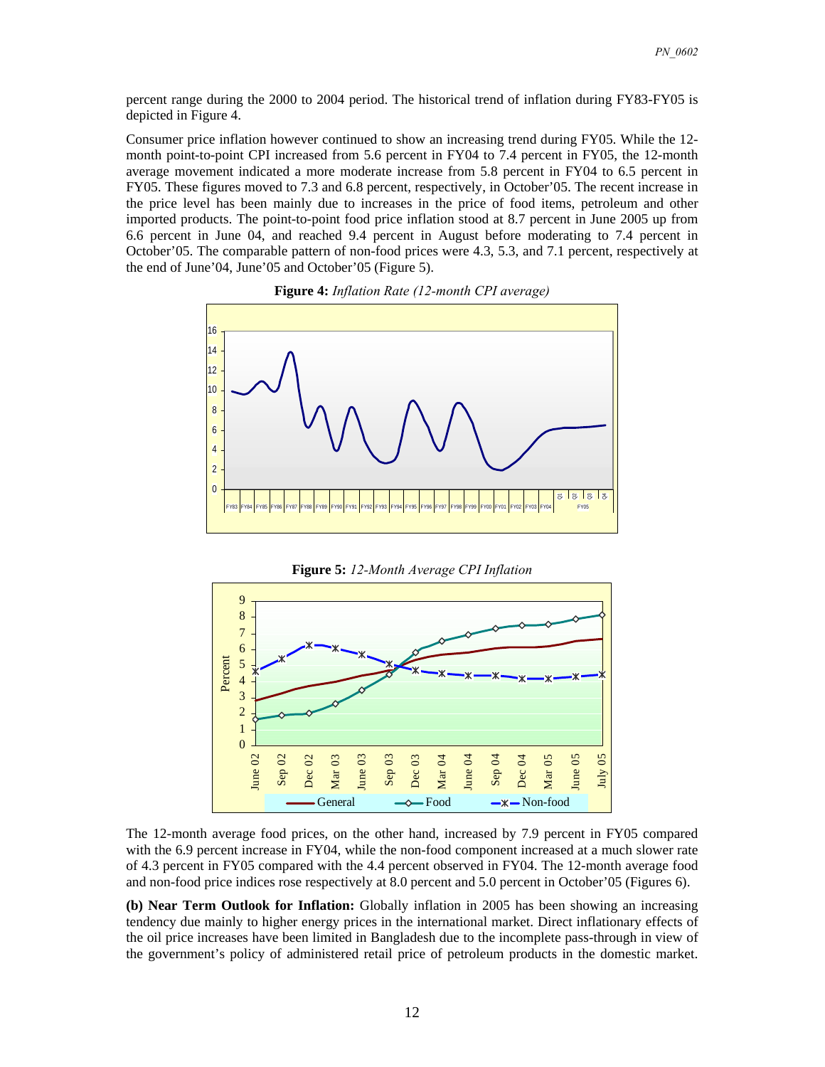percent range during the 2000 to 2004 period. The historical trend of inflation during FY83-FY05 is depicted in Figure 4.

Consumer price inflation however continued to show an increasing trend during FY05. While the 12-month point-to-point CPI increased from 5.6 percent in FY04 to 7.4 percent in FY05, the 12-month average movement indicated a more moderate increase from 5.8 percent in FY04 to 6.5 percent in FY05. These figures moved to 7.3 and 6.8 percent, respectively, in October'05. The recent increase in the price level has been mainly due to increases in the price of food items, petroleum and other imported products. The point-to-point food price inflation stood at 8.7 percent in June 2005 up from 6.6 percent in June 04, and reached 9.4 percent in August before moderating to 7.4 percent in October'05. The comparable pattern of non-food prices were 4.3, 5.3, and 7.1 percent, respectively at the end of June'04, June'05 and October'05 (Figure 5).

**Figure 4:** *Inflation Rate (12-month CPI average)*

**Figure 5:** *12-Month Average CPI Inflation*

The 12-month average food prices, on the other hand, increased by 7.9 percent in FY05 compared with the 6.9 percent increase in FY04, while the non-food component increased at a much slower rate of 4.3 percent in FY05 compared with the 4.4 percent observed in FY04. The 12-month average food and non-food price indices rose respectively at 8.0 percent and 5.0 percent in October'05 (Figures 6).

**(b) Near Term Outlook for Inflation:** Globally inflation in 2005 has been showing an increasing tendency due mainly to higher energy prices in the international market. Direct inflationary effects of the oil price increases have been limited in Bangladesh due to the incomplete pass-through in view of the government's policy of administered retail price of petroleum products in the domestic market.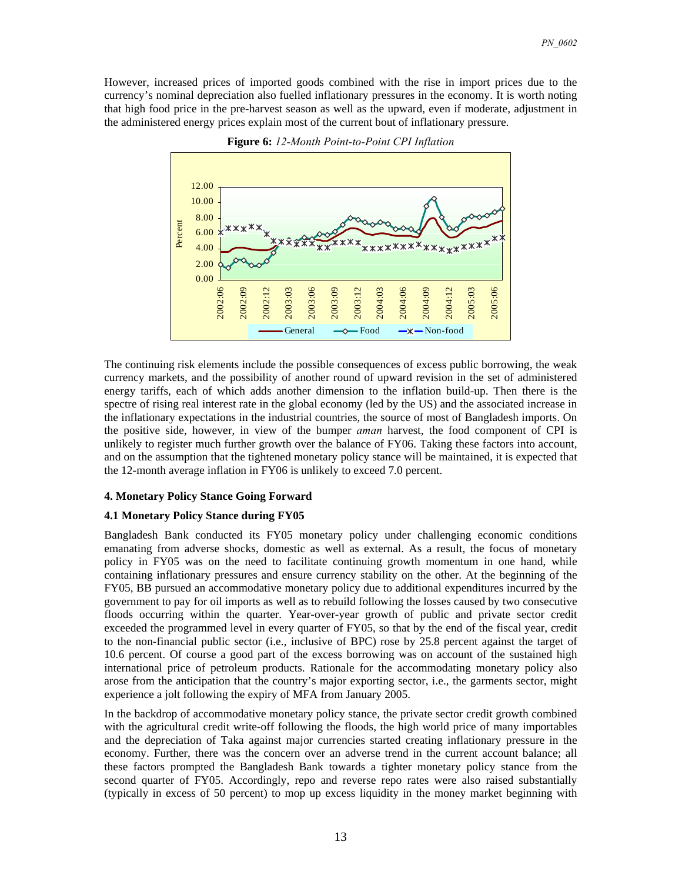However, increased prices of imported goods combined with the rise in import prices due to the currency's nominal depreciation also fuelled inflationary pressures in the economy. It is worth noting that high food price in the pre-harvest season as well as the upward, even if moderate, adjustment in the administered energy prices explain most of the current bout of inflationary pressure.

**Figure 6:** *12-Month Point-to-Point CPI Inflation*

The continuing risk elements include the possible consequences of excess public borrowing, the weak currency markets, and the possibility of another round of upward revision in the set of administered energy tariffs, each of which adds another dimension to the inflation build-up. Then there is the spectre of rising real interest rate in the global economy (led by the US) and the associated increase in the inflationary expectations in the industrial countries, the source of most of Bangladesh imports. On the positive side, however, in view of the bumper *aman* harvest, the food component of CPI is unlikely to register much further growth over the balance of FY06. Taking these factors into account, and on the assumption that the tightened monetary policy stance will be maintained, it is expected that the 12-month average inflation in FY06 is unlikely to exceed 7.0 percent.

## 4. Monetary Policy Stance Going Forward

### 4.1 Monetary Policy Stance during FY05

Bangladesh Bank conducted its FY05 monetary policy under challenging economic conditions emanating from adverse shocks, domestic as well as external. As a result, the focus of monetary policy in FY05 was on the need to facilitate continuing growth momentum in one hand, while containing inflationary pressures and ensure currency stability on the other. At the beginning of the FY05, BB pursued an accommodative monetary policy due to additional expenditures incurred by the government to pay for oil imports as well as to rebuild following the losses caused by two consecutive floods occurring within the quarter. Year-over-year growth of public and private sector credit exceeded the programmed level in every quarter of FY05, so that by the end of the fiscal year, credit to the non-financial public sector (i.e., inclusive of BPC) rose by 25.8 percent against the target of 10.6 percent. Of course a good part of the excess borrowing was on account of the sustained high international price of petroleum products. Rationale for the accommodating monetary policy also arose from the anticipation that the country's major exporting sector, i.e., the garments sector, might experience a jolt following the expiry of MFA from January 2005.

In the backdrop of accommodative monetary policy stance, the private sector credit growth combined with the agricultural credit write-off following the floods, the high world price of many importables and the depreciation of Taka against major currencies started creating inflationary pressure in the economy. Further, there was the concern over an adverse trend in the current account balance; all these factors prompted the Bangladesh Bank towards a tighter monetary policy stance from the second quarter of FY05. Accordingly, repo and reverse repo rates were also raised substantially (typically in excess of 50 percent) to mop up excess liquidity in the money market beginning with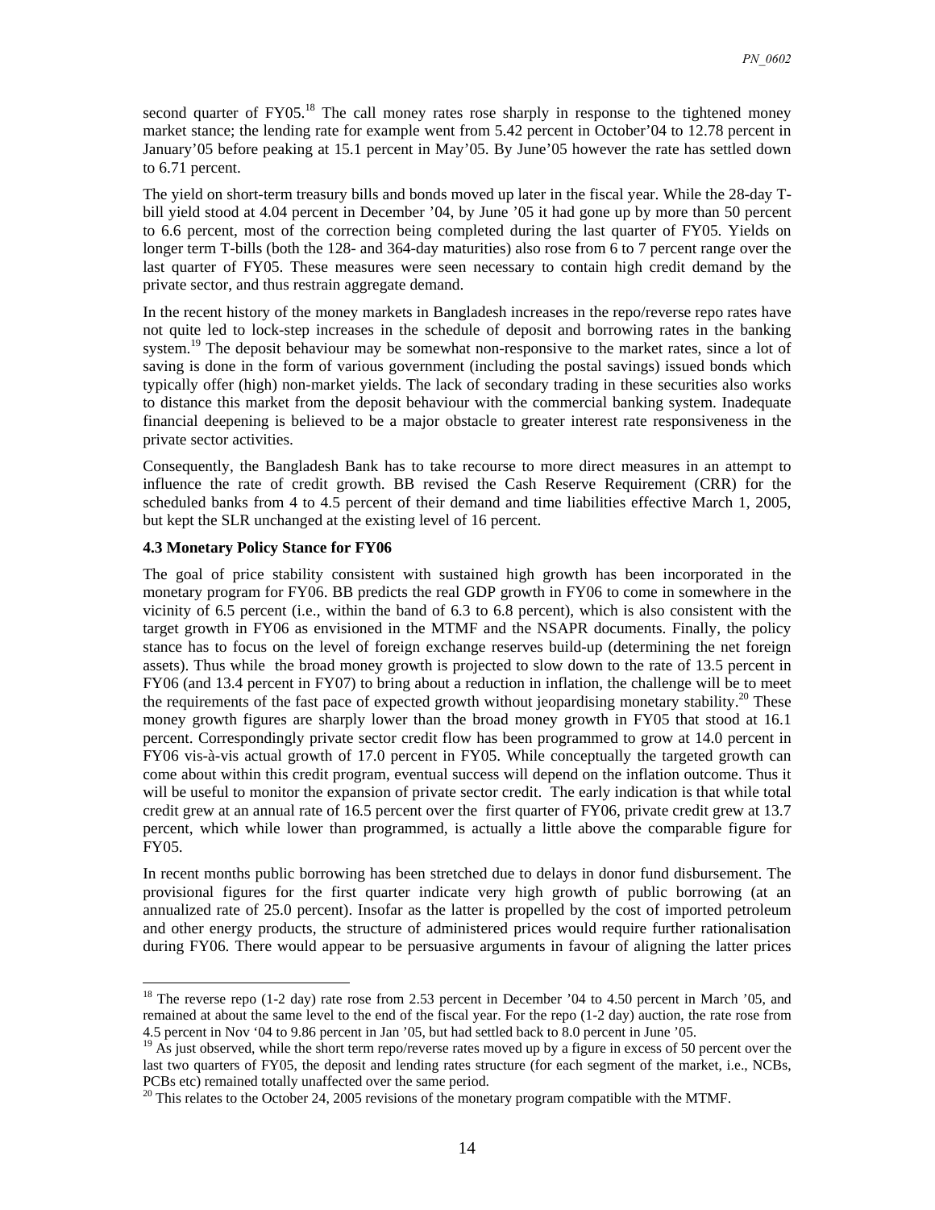second quarter of FY05.[18] The call money rates rose sharply in response to the tightened money market stance; the lending rate for example went from 5.42 percent in October'04 to 12.78 percent in January'05 before peaking at 15.1 percent in May'05. By June'05 however the rate has settled down to 6.71 percent.

The yield on short-term treasury bills and bonds moved up later in the fiscal year. While the 28-day T-bill yield stood at 4.04 percent in December '04, by June '05 it had gone up by more than 50 percent to 6.6 percent, most of the correction being completed during the last quarter of FY05. Yields on longer term T-bills (both the 128- and 364-day maturities) also rose from 6 to 7 percent range over the last quarter of FY05. These measures were seen necessary to contain high credit demand by the private sector, and thus restrain aggregate demand.

In the recent history of the money markets in Bangladesh increases in the repo/reverse repo rates have not quite led to lock-step increases in the schedule of deposit and borrowing rates in the banking system.[19] The deposit behaviour may be somewhat non-responsive to the market rates, since a lot of saving is done in the form of various government (including the postal savings) issued bonds which typically offer (high) non-market yields. The lack of secondary trading in these securities also works to distance this market from the deposit behaviour with the commercial banking system. Inadequate financial deepening is believed to be a major obstacle to greater interest rate responsiveness in the private sector activities.

Consequently, the Bangladesh Bank has to take recourse to more direct measures in an attempt to influence the rate of credit growth. BB revised the Cash Reserve Requirement (CRR) for the scheduled banks from 4 to 4.5 percent of their demand and time liabilities effective March 1, 2005, but kept the SLR unchanged at the existing level of 16 percent.

**4.3 Monetary Policy Stance for FY06**

The goal of price stability consistent with sustained high growth has been incorporated in the monetary program for FY06. BB predicts the real GDP growth in FY06 to come in somewhere in the vicinity of 6.5 percent (i.e., within the band of 6.3 to 6.8 percent), which is also consistent with the target growth in FY06 as envisioned in the MTMF and the NSAPR documents. Finally, the policy stance has to focus on the level of foreign exchange reserves build-up (determining the net foreign assets). Thus while the broad money growth is projected to slow down to the rate of 13.5 percent in FY06 (and 13.4 percent in FY07) to bring about a reduction in inflation, the challenge will be to meet the requirements of the fast pace of expected growth without jeopardising monetary stability.[20] These money growth figures are sharply lower than the broad money growth in FY05 that stood at 16.1 percent. Correspondingly private sector credit flow has been programmed to grow at 14.0 percent in FY06 vis-à-vis actual growth of 17.0 percent in FY05. While conceptually the targeted growth can come about within this credit program, eventual success will depend on the inflation outcome. Thus it will be useful to monitor the expansion of private sector credit. The early indication is that while total credit grew at an annual rate of 16.5 percent over the first quarter of FY06, private credit grew at 13.7 percent, which while lower than programmed, is actually a little above the comparable figure for FY05.

In recent months public borrowing has been stretched due to delays in donor fund disbursement. The provisional figures for the first quarter indicate very high growth of public borrowing (at an annualized rate of 25.0 percent). Insofar as the latter is propelled by the cost of imported petroleum and other energy products, the structure of administered prices would require further rationalisation during FY06. There would appear to be persuasive arguments in favour of aligning the latter prices

---

[18] The reverse repo (1-2 day) rate rose from 2.53 percent in December '04 to 4.50 percent in March '05, and remained at about the same level to the end of the fiscal year. For the repo (1-2 day) auction, the rate rose from 4.5 percent in Nov '04 to 9.86 percent in Jan '05, but had settled back to 8.0 percent in June '05.

[19] As just observed, while the short term repo/reverse rates moved up by a figure in excess of 50 percent over the last two quarters of FY05, the deposit and lending rates structure (for each segment of the market, i.e., NCBs, PCBs etc) remained totally unaffected over the same period.

[20] This relates to the October 24, 2005 revisions of the monetary program compatible with the MTMF.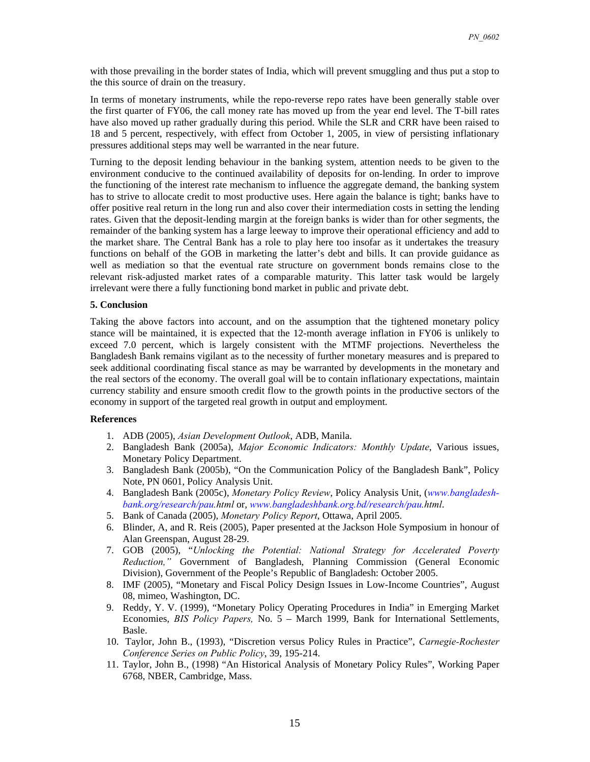with those prevailing in the border states of India, which will prevent smuggling and thus put a stop to the this source of drain on the treasury.

In terms of monetary instruments, while the repo-reverse repo rates have been generally stable over the first quarter of FY06, the call money rate has moved up from the year end level. The T-bill rates have also moved up rather gradually during this period. While the SLR and CRR have been raised to 18 and 5 percent, respectively, with effect from October 1, 2005, in view of persisting inflationary pressures additional steps may well be warranted in the near future.

Turning to the deposit lending behaviour in the banking system, attention needs to be given to the environment conducive to the continued availability of deposits for on-lending. In order to improve the functioning of the interest rate mechanism to influence the aggregate demand, the banking system has to strive to allocate credit to most productive uses. Here again the balance is tight; banks have to offer positive real return in the long run and also cover their intermediation costs in setting the lending rates. Given that the deposit-lending margin at the foreign banks is wider than for other segments, the remainder of the banking system has a large leeway to improve their operational efficiency and add to the market share. The Central Bank has a role to play here too insofar as it undertakes the treasury functions on behalf of the GOB in marketing the latter's debt and bills. It can provide guidance as well as mediation so that the eventual rate structure on government bonds remains close to the relevant risk-adjusted market rates of a comparable maturity. This latter task would be largely irrelevant were there a fully functioning bond market in public and private debt.

**5. Conclusion**

Taking the above factors into account, and on the assumption that the tightened monetary policy stance will be maintained, it is expected that the 12-month average inflation in FY06 is unlikely to exceed 7.0 percent, which is largely consistent with the MTMF projections. Nevertheless the Bangladesh Bank remains vigilant as to the necessity of further monetary measures and is prepared to seek additional coordinating fiscal stance as may be warranted by developments in the monetary and the real sectors of the economy. The overall goal will be to contain inflationary expectations, maintain currency stability and ensure smooth credit flow to the growth points in the productive sectors of the economy in support of the targeted real growth in output and employment.

**References**

1. ADB (2005), *Asian Development Outlook*, ADB, Manila.
2. Bangladesh Bank (2005a), *Major Economic Indicators: Monthly Update*, Various issues, Monetary Policy Department.
3. Bangladesh Bank (2005b), "On the Communication Policy of the Bangladesh Bank", Policy Note, PN 0601, Policy Analysis Unit.
4. Bangladesh Bank (2005c), *Monetary Policy Review*, Policy Analysis Unit, (*www.bangladesh-bank.org/research/pau.html* or, *www.bangladeshbank.org.bd/research/pau.html*.
5. Bank of Canada (2005), *Monetary Policy Report*, Ottawa, April 2005.
6. Blinder, A, and R. Reis (2005), Paper presented at the Jackson Hole Symposium in honour of Alan Greenspan, August 28-29.
7. GOB (2005), "*Unlocking the Potential: National Strategy for Accelerated Poverty Reduction,"* Government of Bangladesh, Planning Commission (General Economic Division), Government of the People's Republic of Bangladesh: October 2005.
8. IMF (2005), "Monetary and Fiscal Policy Design Issues in Low-Income Countries", August 08, mimeo, Washington, DC.
9. Reddy, Y. V. (1999), "Monetary Policy Operating Procedures in India" in Emerging Market Economies, *BIS Policy Papers,* No. 5 – March 1999, Bank for International Settlements, Basle.
10. Taylor, John B., (1993), "Discretion versus Policy Rules in Practice", *Carnegie-Rochester Conference Series on Public Policy*, 39, 195-214.
11. Taylor, John B., (1998) "An Historical Analysis of Monetary Policy Rules", Working Paper 6768, NBER, Cambridge, Mass.